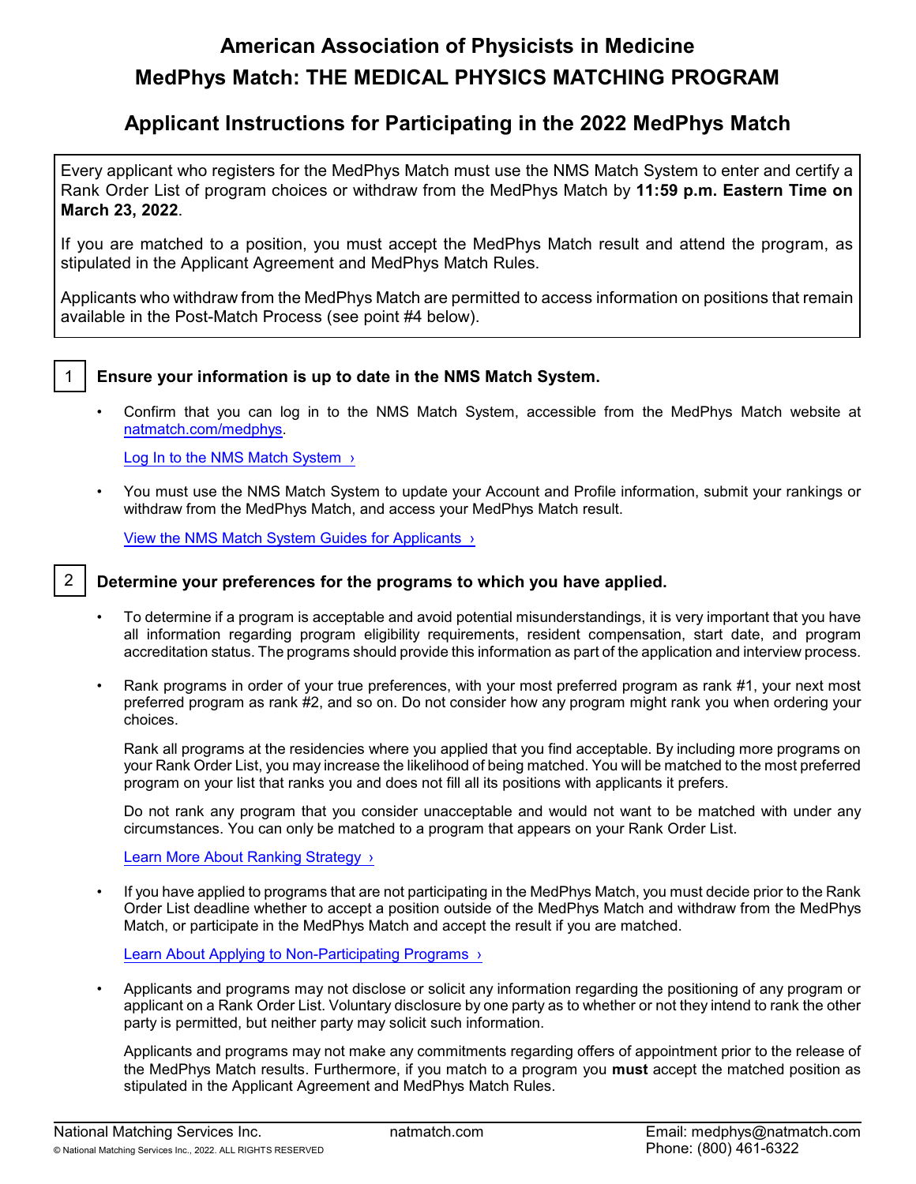# American Association of Physicists in Medicine

# MedPhys Match: THE MEDICAL PHYSICS MATCHING PROGRAM

## Applicant Instructions for Participating in the 2022 MedPhys Match

Every applicant who registers for the MedPhys Match must use the NMS Match System to enter and certify a Rank Order List of program choices or withdraw from the MedPhys Match by **11:59 p.m. Eastern Time on March 23, 2022**.

If you are matched to a position, you must accept the MedPhys Match result and attend the program, as stipulated in the Applicant Agreement and MedPhys Match Rules.

Applicants who withdraw from the MedPhys Match are permitted to access information on positions that remain available in the Post-Match Process (see point #4 below).

### 1 Ensure your information is up to date in the NMS Match System.

- Confirm that you can log in to the NMS Match System, accessible from the MedPhys Match website at natmatch.com/medphys.

  Log In to the NMS Match System ›

- You must use the NMS Match System to update your Account and Profile information, submit your rankings or withdraw from the MedPhys Match, and access your MedPhys Match result.

  View the NMS Match System Guides for Applicants ›

### 2 Determine your preferences for the programs to which you have applied.

- To determine if a program is acceptable and avoid potential misunderstandings, it is very important that you have all information regarding program eligibility requirements, resident compensation, start date, and program accreditation status. The programs should provide this information as part of the application and interview process.

- Rank programs in order of your true preferences, with your most preferred program as rank #1, your next most preferred program as rank #2, and so on. Do not consider how any program might rank you when ordering your choices.

  Rank all programs at the residencies where you applied that you find acceptable. By including more programs on your Rank Order List, you may increase the likelihood of being matched. You will be matched to the most preferred program on your list that ranks you and does not fill all its positions with applicants it prefers.

  Do not rank any program that you consider unacceptable and would not want to be matched with under any circumstances. You can only be matched to a program that appears on your Rank Order List.

  Learn More About Ranking Strategy ›

- If you have applied to programs that are not participating in the MedPhys Match, you must decide prior to the Rank Order List deadline whether to accept a position outside of the MedPhys Match and withdraw from the MedPhys Match, or participate in the MedPhys Match and accept the result if you are matched.

  Learn About Applying to Non-Participating Programs ›

- Applicants and programs may not disclose or solicit any information regarding the positioning of any program or applicant on a Rank Order List. Voluntary disclosure by one party as to whether or not they intend to rank the other party is permitted, but neither party may solicit such information.

  Applicants and programs may not make any commitments regarding offers of appointment prior to the release of the MedPhys Match results. Furthermore, if you match to a program you **must** accept the matched position as stipulated in the Applicant Agreement and MedPhys Match Rules.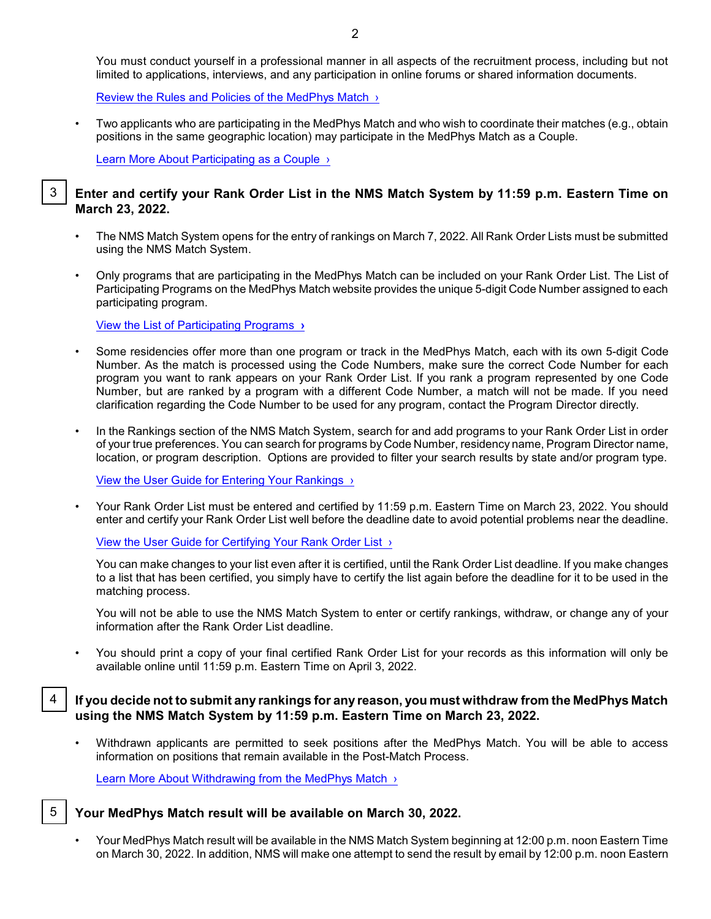You must conduct yourself in a professional manner in all aspects of the recruitment process, including but not limited to applications, interviews, and any participation in online forums or shared information documents.

Review the Rules and Policies of the MedPhys Match ›

- Two applicants who are participating in the MedPhys Match and who wish to coordinate their matches (e.g., obtain positions in the same geographic location) may participate in the MedPhys Match as a Couple.

  Learn More About Participating as a Couple ›

## 3 Enter and certify your Rank Order List in the NMS Match System by 11:59 p.m. Eastern Time on March 23, 2022.

- The NMS Match System opens for the entry of rankings on March 7, 2022. All Rank Order Lists must be submitted using the NMS Match System.
- Only programs that are participating in the MedPhys Match can be included on your Rank Order List. The List of Participating Programs on the MedPhys Match website provides the unique 5-digit Code Number assigned to each participating program.

  View the List of Participating Programs ›

- Some residencies offer more than one program or track in the MedPhys Match, each with its own 5-digit Code Number. As the match is processed using the Code Numbers, make sure the correct Code Number for each program you want to rank appears on your Rank Order List. If you rank a program represented by one Code Number, but are ranked by a program with a different Code Number, a match will not be made. If you need clarification regarding the Code Number to be used for any program, contact the Program Director directly.
- In the Rankings section of the NMS Match System, search for and add programs to your Rank Order List in order of your true preferences. You can search for programs by Code Number, residency name, Program Director name, location, or program description. Options are provided to filter your search results by state and/or program type.

  View the User Guide for Entering Your Rankings ›

- Your Rank Order List must be entered and certified by 11:59 p.m. Eastern Time on March 23, 2022. You should enter and certify your Rank Order List well before the deadline date to avoid potential problems near the deadline.

  View the User Guide for Certifying Your Rank Order List ›

  You can make changes to your list even after it is certified, until the Rank Order List deadline. If you make changes to a list that has been certified, you simply have to certify the list again before the deadline for it to be used in the matching process.

  You will not be able to use the NMS Match System to enter or certify rankings, withdraw, or change any of your information after the Rank Order List deadline.

- You should print a copy of your final certified Rank Order List for your records as this information will only be available online until 11:59 p.m. Eastern Time on April 3, 2022.

## 4 If you decide not to submit any rankings for any reason, you must withdraw from the MedPhys Match using the NMS Match System by 11:59 p.m. Eastern Time on March 23, 2022.

- Withdrawn applicants are permitted to seek positions after the MedPhys Match. You will be able to access information on positions that remain available in the Post-Match Process.

  Learn More About Withdrawing from the MedPhys Match ›

## 5 Your MedPhys Match result will be available on March 30, 2022.

- Your MedPhys Match result will be available in the NMS Match System beginning at 12:00 p.m. noon Eastern Time on March 30, 2022. In addition, NMS will make one attempt to send the result by email by 12:00 p.m. noon Eastern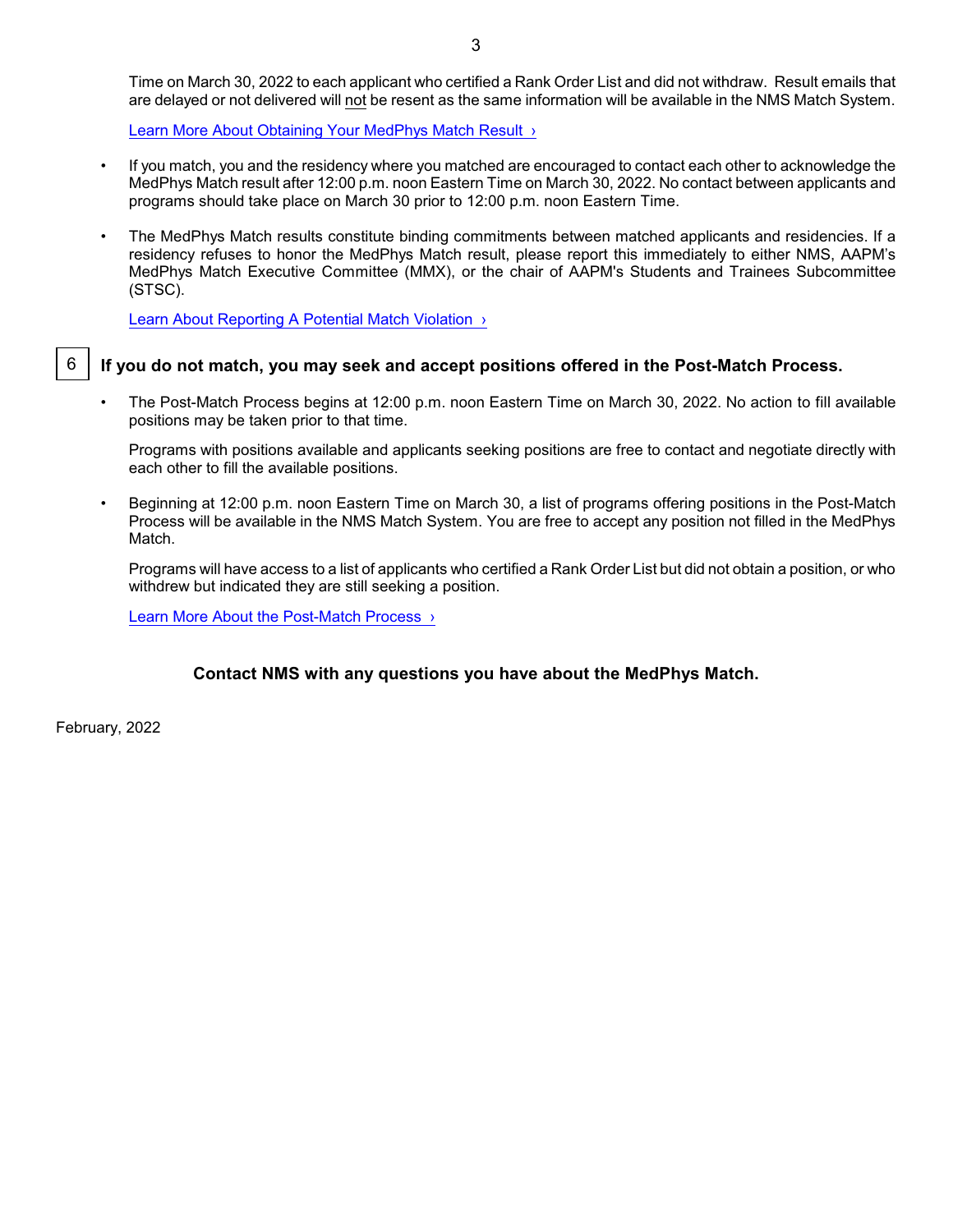Time on March 30, 2022 to each applicant who certified a Rank Order List and did not withdraw. Result emails that are delayed or not delivered will not be resent as the same information will be available in the NMS Match System.

Learn More About Obtaining Your MedPhys Match Result ›

- If you match, you and the residency where you matched are encouraged to contact each other to acknowledge the MedPhys Match result after 12:00 p.m. noon Eastern Time on March 30, 2022. No contact between applicants and programs should take place on March 30 prior to 12:00 p.m. noon Eastern Time.

- The MedPhys Match results constitute binding commitments between matched applicants and residencies. If a residency refuses to honor the MedPhys Match result, please report this immediately to either NMS, AAPM's MedPhys Match Executive Committee (MMX), or the chair of AAPM's Students and Trainees Subcommittee (STSC).

  Learn About Reporting A Potential Match Violation ›

## 6 If you do not match, you may seek and accept positions offered in the Post-Match Process.

- The Post-Match Process begins at 12:00 p.m. noon Eastern Time on March 30, 2022. No action to fill available positions may be taken prior to that time.

  Programs with positions available and applicants seeking positions are free to contact and negotiate directly with each other to fill the available positions.

- Beginning at 12:00 p.m. noon Eastern Time on March 30, a list of programs offering positions in the Post-Match Process will be available in the NMS Match System. You are free to accept any position not filled in the MedPhys Match.

  Programs will have access to a list of applicants who certified a Rank Order List but did not obtain a position, or who withdrew but indicated they are still seeking a position.

  Learn More About the Post-Match Process ›

**Contact NMS with any questions you have about the MedPhys Match.**

February, 2022